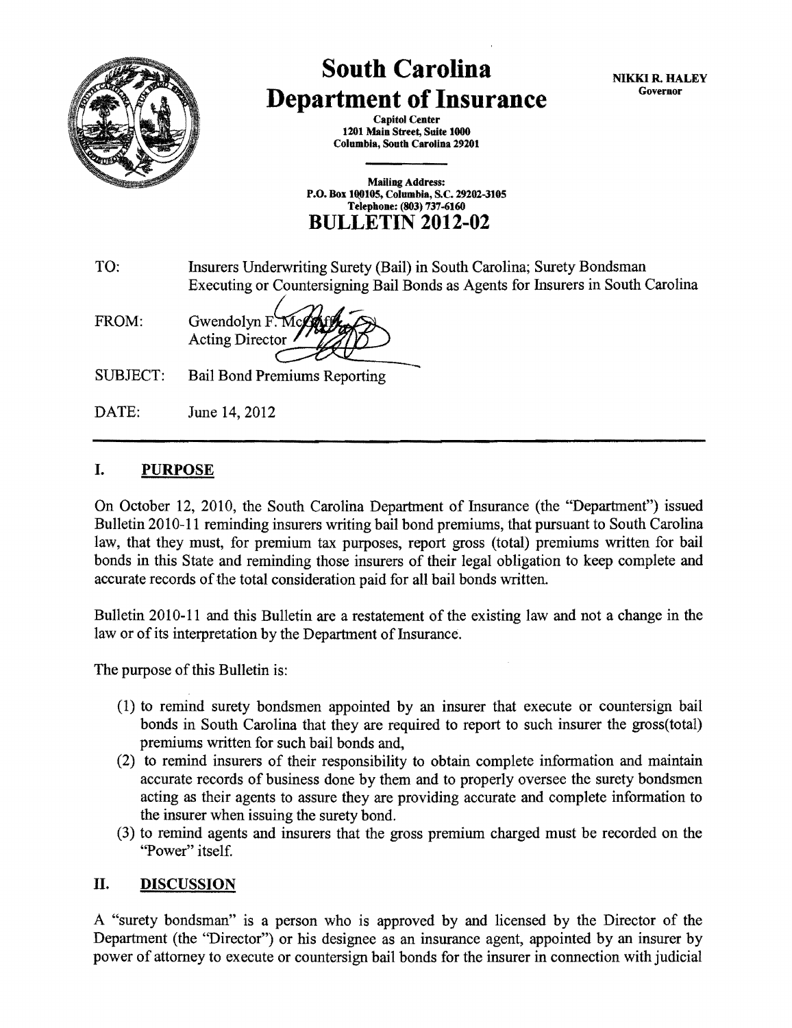# South Carolina Department of Insurance

**NIKKI R. HALEY**
**Governor**

**Capitol Center**
**1201 Main Street, Suite 1000**
**Columbia, South Carolina 29201**

**Mailing Address:**
**P.O. Box 100105, Columbia, S.C. 29202-3105**
**Telephone: (803) 737-6160**

## BULLETIN 2012-02

TO: Insurers Underwriting Surety (Bail) in South Carolina; Surety Bondsman Executing or Countersigning Bail Bonds as Agents for Insurers in South Carolina

FROM: Gwendolyn F. McGriff
Acting Director

SUBJECT: Bail Bond Premiums Reporting

DATE: June 14, 2012

---

## I. PURPOSE

On October 12, 2010, the South Carolina Department of Insurance (the "Department") issued Bulletin 2010-11 reminding insurers writing bail bond premiums, that pursuant to South Carolina law, that they must, for premium tax purposes, report gross (total) premiums written for bail bonds in this State and reminding those insurers of their legal obligation to keep complete and accurate records of the total consideration paid for all bail bonds written.

Bulletin 2010-11 and this Bulletin are a restatement of the existing law and not a change in the law or of its interpretation by the Department of Insurance.

The purpose of this Bulletin is:

(1) to remind surety bondsmen appointed by an insurer that execute or countersign bail bonds in South Carolina that they are required to report to such insurer the gross(total) premiums written for such bail bonds and,
(2) to remind insurers of their responsibility to obtain complete information and maintain accurate records of business done by them and to properly oversee the surety bondsmen acting as their agents to assure they are providing accurate and complete information to the insurer when issuing the surety bond.
(3) to remind agents and insurers that the gross premium charged must be recorded on the "Power" itself.

## II. DISCUSSION

A "surety bondsman" is a person who is approved by and licensed by the Director of the Department (the "Director") or his designee as an insurance agent, appointed by an insurer by power of attorney to execute or countersign bail bonds for the insurer in connection with judicial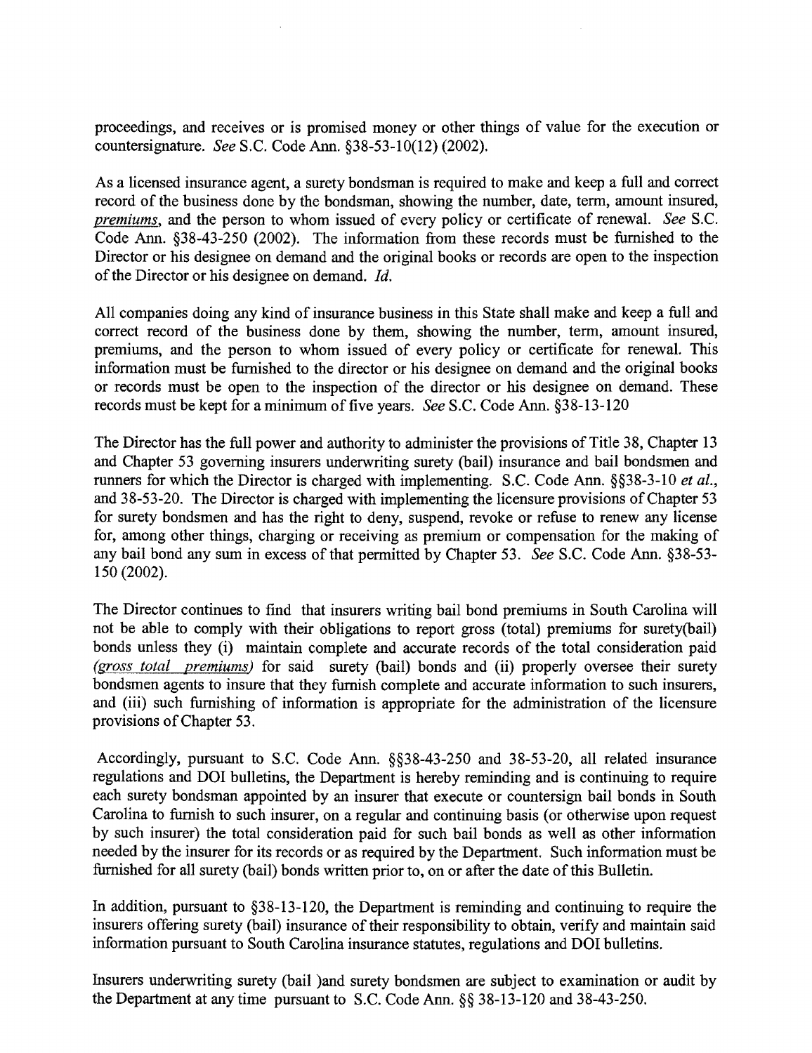proceedings, and receives or is promised money or other things of value for the execution or countersignature. *See* S.C. Code Ann. §38-53-10(12) (2002).

As a licensed insurance agent, a surety bondsman is required to make and keep a full and correct record of the business done by the bondsman, showing the number, date, term, amount insured, *premiums*, and the person to whom issued of every policy or certificate of renewal. *See* S.C. Code Ann. §38-43-250 (2002). The information from these records must be furnished to the Director or his designee on demand and the original books or records are open to the inspection of the Director or his designee on demand. *Id.*

All companies doing any kind of insurance business in this State shall make and keep a full and correct record of the business done by them, showing the number, term, amount insured, premiums, and the person to whom issued of every policy or certificate for renewal. This information must be furnished to the director or his designee on demand and the original books or records must be open to the inspection of the director or his designee on demand. These records must be kept for a minimum of five years. *See* S.C. Code Ann. §38-13-120

The Director has the full power and authority to administer the provisions of Title 38, Chapter 13 and Chapter 53 governing insurers underwriting surety (bail) insurance and bail bondsmen and runners for which the Director is charged with implementing. S.C. Code Ann. §§38-3-10 *et al.*, and 38-53-20. The Director is charged with implementing the licensure provisions of Chapter 53 for surety bondsmen and has the right to deny, suspend, revoke or refuse to renew any license for, among other things, charging or receiving as premium or compensation for the making of any bail bond any sum in excess of that permitted by Chapter 53. *See* S.C. Code Ann. §38-53-150 (2002).

The Director continues to find that insurers writing bail bond premiums in South Carolina will not be able to comply with their obligations to report gross (total) premiums for surety(bail) bonds unless they (i) maintain complete and accurate records of the total consideration paid *(gross total premiums)* for said surety (bail) bonds and (ii) properly oversee their surety bondsmen agents to insure that they furnish complete and accurate information to such insurers, and (iii) such furnishing of information is appropriate for the administration of the licensure provisions of Chapter 53.

Accordingly, pursuant to S.C. Code Ann. §§38-43-250 and 38-53-20, all related insurance regulations and DOI bulletins, the Department is hereby reminding and is continuing to require each surety bondsman appointed by an insurer that execute or countersign bail bonds in South Carolina to furnish to such insurer, on a regular and continuing basis (or otherwise upon request by such insurer) the total consideration paid for such bail bonds as well as other information needed by the insurer for its records or as required by the Department. Such information must be furnished for all surety (bail) bonds written prior to, on or after the date of this Bulletin.

In addition, pursuant to §38-13-120, the Department is reminding and continuing to require the insurers offering surety (bail) insurance of their responsibility to obtain, verify and maintain said information pursuant to South Carolina insurance statutes, regulations and DOI bulletins.

Insurers underwriting surety (bail )and surety bondsmen are subject to examination or audit by the Department at any time pursuant to S.C. Code Ann. §§ 38-13-120 and 38-43-250.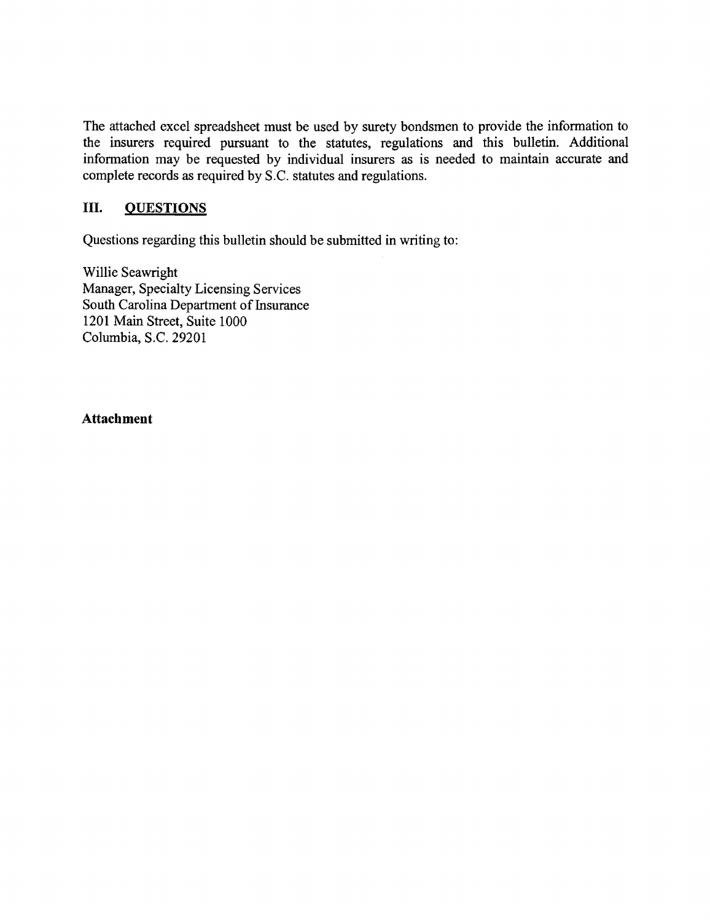The attached excel spreadsheet must be used by surety bondsmen to provide the information to the insurers required pursuant to the statutes, regulations and this bulletin. Additional information may be requested by individual insurers as is needed to maintain accurate and complete records as required by S.C. statutes and regulations.

## III. QUESTIONS

Questions regarding this bulletin should be submitted in writing to:

Willie Seawright  
Manager, Specialty Licensing Services  
South Carolina Department of Insurance  
1201 Main Street, Suite 1000  
Columbia, S.C. 29201

**Attachment**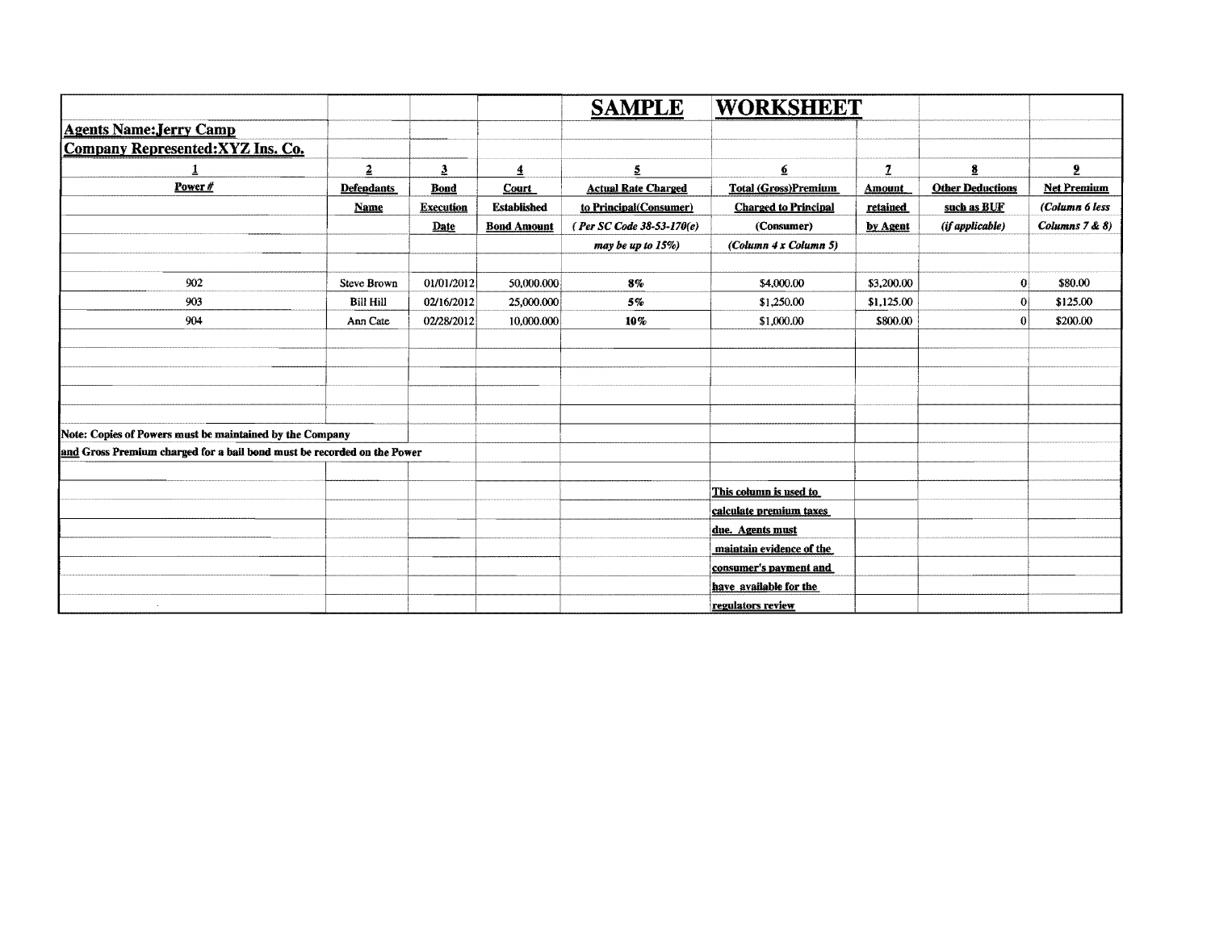# SAMPLE WORKSHEET

**Agents Name: Jerry Camp**

**Company Represented: XYZ Ins. Co.**

| 1 | 2 | 3 | 4 | 5 | 6 | 7 | 8 | 9 |
|---|---|---|---|---|---|---|---|---|
| **Power #** | **Defendants Name** | **Bond Execution Date** | **Court Established Bond Amount** | **Actual Rate Charged to Principal(Consumer)** *( Per SC Code 38-53-170(e) may be up to 15%)* | **Total (Gross)Premium Charged to Principal (Consumer)** *(Column 4 x Column 5)* | **Amount retained by Agent** | **Other Deductions such as BUF** *(if applicable)* | **Net Premium** *(Column 6 less Columns 7 & 8)* |
| 902 | Steve Brown | 01/01/2012 | 50,000.000 | **8%** | $4,000.00 | $3,200.00 | 0 | $80.00 |
| 903 | Bill Hill | 02/16/2012 | 25,000.000 | **5%** | $1,250.00 | $1,125.00 | 0 | $125.00 |
| 904 | Ann Cate | 02/28/2012 | 10,000.000 | **10%** | $1,000.00 | $800.00 | 0 | $200.00 |

**Note: Copies of Powers must be maintained by the Company and Gross Premium charged for a bail bond must be recorded on the Power**

**This column is used to calculate premium taxes due. Agents must maintain evidence of the consumer's payment and have available for the regulators review**